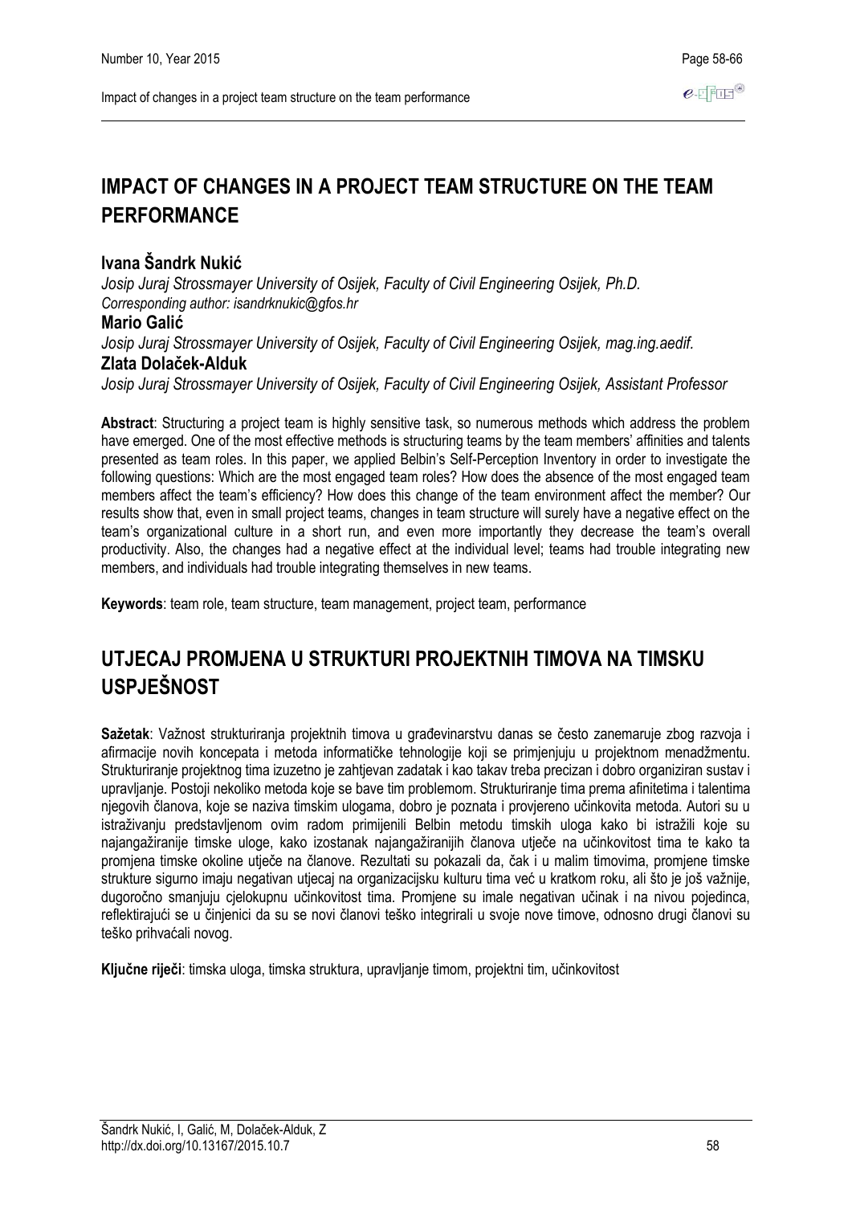# IMPACT OF CHANGES IN A PROJECT TEAM STRUCTURE ON THE TEAM PERFORMANCE

**Ivana Šandrk Nukić**

*Josip Juraj Strossmayer University of Osijek, Faculty of Civil Engineering Osijek, Ph.D.*
*Corresponding author: isandrknukic@gfos.hr*

**Mario Galić**

*Josip Juraj Strossmayer University of Osijek, Faculty of Civil Engineering Osijek, mag.ing.aedif.*

**Zlata Dolaček-Alduk**

*Josip Juraj Strossmayer University of Osijek, Faculty of Civil Engineering Osijek, Assistant Professor*

**Abstract**: Structuring a project team is highly sensitive task, so numerous methods which address the problem have emerged. One of the most effective methods is structuring teams by the team members' affinities and talents presented as team roles. In this paper, we applied Belbin's Self-Perception Inventory in order to investigate the following questions: Which are the most engaged team roles? How does the absence of the most engaged team members affect the team's efficiency? How does this change of the team environment affect the member? Our results show that, even in small project teams, changes in team structure will surely have a negative effect on the team's organizational culture in a short run, and even more importantly they decrease the team's overall productivity. Also, the changes had a negative effect at the individual level; teams had trouble integrating new members, and individuals had trouble integrating themselves in new teams.

**Keywords**: team role, team structure, team management, project team, performance

# UTJECAJ PROMJENA U STRUKTURI PROJEKTNIH TIMOVA NA TIMSKU USPJEŠNOST

**Sažetak**: Važnost strukturiranja projektnih timova u građevinarstvu danas se često zanemaruje zbog razvoja i afirmacije novih koncepata i metoda informatičke tehnologije koji se primjenjuju u projektnom menadžmentu. Strukturiranje projektnog tima izuzetno je zahtjevan zadatak i kao takav treba precizan i dobro organiziran sustav i upravljanje. Postoji nekoliko metoda koje se bave tim problemom. Strukturiranje tima prema afinitetima i talentima njegovih članova, koje se naziva timskim ulogama, dobro je poznata i provjereno učinkovita metoda. Autori su u istraživanju predstavljenom ovim radom primijenili Belbin metodu timskih uloga kako bi istražili koje su najangažiranije timske uloge, kako izostanak najangažiranijih članova utječe na učinkovitost tima te kako ta promjena timske okoline utječe na članove. Rezultati su pokazali da, čak i u malim timovima, promjene timske strukture sigurno imaju negativan utjecaj na organizacijsku kulturu tima već u kratkom roku, ali što je još važnije, dugoročno smanjuju cjelokupnu učinkovitost tima. Promjene su imale negativan učinak i na nivou pojedinca, reflektirajući se u činjenici da su se novi članovi teško integrirali u svoje nove timove, odnosno drugi članovi su teško prihvaćali novog.

**Ključne riječi**: timska uloga, timska struktura, upravljanje timom, projektni tim, učinkovitost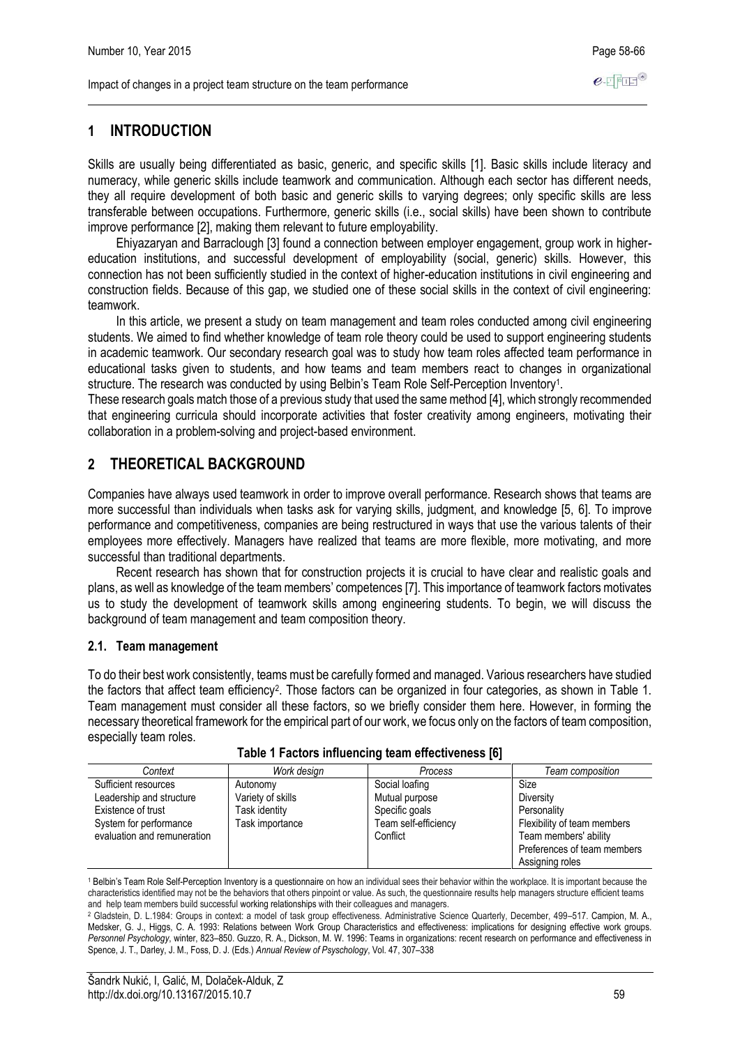# 1 INTRODUCTION

Skills are usually being differentiated as basic, generic, and specific skills [1]. Basic skills include literacy and numeracy, while generic skills include teamwork and communication. Although each sector has different needs, they all require development of both basic and generic skills to varying degrees; only specific skills are less transferable between occupations. Furthermore, generic skills (i.e., social skills) have been shown to contribute improve performance [2], making them relevant to future employability.

Ehiyazaryan and Barraclough [3] found a connection between employer engagement, group work in higher-education institutions, and successful development of employability (social, generic) skills. However, this connection has not been sufficiently studied in the context of higher-education institutions in civil engineering and construction fields. Because of this gap, we studied one of these social skills in the context of civil engineering: teamwork.

In this article, we present a study on team management and team roles conducted among civil engineering students. We aimed to find whether knowledge of team role theory could be used to support engineering students in academic teamwork. Our secondary research goal was to study how team roles affected team performance in educational tasks given to students, and how teams and team members react to changes in organizational structure. The research was conducted by using Belbin's Team Role Self-Perception Inventory[1].

These research goals match those of a previous study that used the same method [4], which strongly recommended that engineering curricula should incorporate activities that foster creativity among engineers, motivating their collaboration in a problem-solving and project-based environment.

# 2 THEORETICAL BACKGROUND

Companies have always used teamwork in order to improve overall performance. Research shows that teams are more successful than individuals when tasks ask for varying skills, judgment, and knowledge [5, 6]. To improve performance and competitiveness, companies are being restructured in ways that use the various talents of their employees more effectively. Managers have realized that teams are more flexible, more motivating, and more successful than traditional departments.

Recent research has shown that for construction projects it is crucial to have clear and realistic goals and plans, as well as knowledge of the team members' competences [7]. This importance of teamwork factors motivates us to study the development of teamwork skills among engineering students. To begin, we will discuss the background of team management and team composition theory.

## 2.1. Team management

To do their best work consistently, teams must be carefully formed and managed. Various researchers have studied the factors that affect team efficiency[2]. Those factors can be organized in four categories, as shown in Table 1. Team management must consider all these factors, so we briefly consider them here. However, in forming the necessary theoretical framework for the empirical part of our work, we focus only on the factors of team composition, especially team roles.

**Table 1 Factors influencing team effectiveness [6]**

| *Context* | *Work design* | *Process* | *Team composition* |
|---|---|---|---|
| Sufficient resources | Autonomy | Social loafing | Size |
| Leadership and structure | Variety of skills | Mutual purpose | Diversity |
| Existence of trust | Task identity | Specific goals | Personality |
| System for performance evaluation and remuneration | Task importance | Team self-efficiency | Flexibility of team members |
| | | Conflict | Team members' ability |
| | | | Preferences of team members |
| | | | Assigning roles |

[1] Belbin's Team Role Self-Perception Inventory is a questionnaire on how an individual sees their behavior within the workplace. It is important because the characteristics identified may not be the behaviors that others pinpoint or value. As such, the questionnaire results help managers structure efficient teams and help team members build successful working relationships with their colleagues and managers.

[2] Gladstein, D. L.1984: Groups in context: a model of task group effectiveness. Administrative Science Quarterly, December, 499–517. Campion, M. A., Medsker, G. J., Higgs, C. A. 1993: Relations between Work Group Characteristics and effectiveness: implications for designing effective work groups. *Personnel Psychology*, winter, 823–850. Guzzo, R. A., Dickson, M. W. 1996: Teams in organizations: recent research on performance and effectiveness in Spence, J. T., Darley, J. M., Foss, D. J. (Eds.) *Annual Review of Psychology*, Vol. 47, 307–338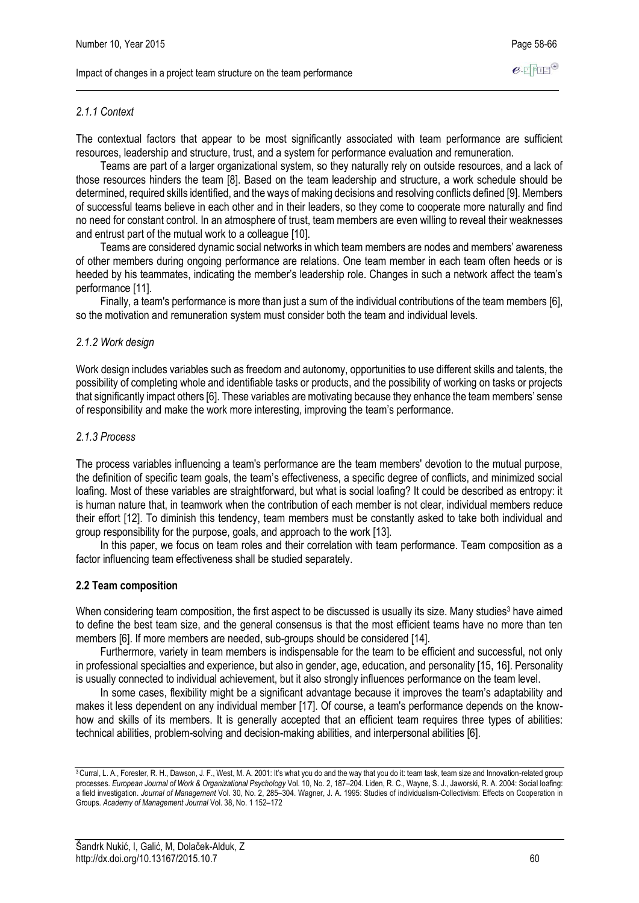#### *2.1.1 Context*

The contextual factors that appear to be most significantly associated with team performance are sufficient resources, leadership and structure, trust, and a system for performance evaluation and remuneration.

Teams are part of a larger organizational system, so they naturally rely on outside resources, and a lack of those resources hinders the team [8]. Based on the team leadership and structure, a work schedule should be determined, required skills identified, and the ways of making decisions and resolving conflicts defined [9]. Members of successful teams believe in each other and in their leaders, so they come to cooperate more naturally and find no need for constant control. In an atmosphere of trust, team members are even willing to reveal their weaknesses and entrust part of the mutual work to a colleague [10].

Teams are considered dynamic social networks in which team members are nodes and members' awareness of other members during ongoing performance are relations. One team member in each team often heeds or is heeded by his teammates, indicating the member's leadership role. Changes in such a network affect the team's performance [11].

Finally, a team's performance is more than just a sum of the individual contributions of the team members [6], so the motivation and remuneration system must consider both the team and individual levels.

#### *2.1.2 Work design*

Work design includes variables such as freedom and autonomy, opportunities to use different skills and talents, the possibility of completing whole and identifiable tasks or products, and the possibility of working on tasks or projects that significantly impact others [6]. These variables are motivating because they enhance the team members' sense of responsibility and make the work more interesting, improving the team's performance.

#### *2.1.3 Process*

The process variables influencing a team's performance are the team members' devotion to the mutual purpose, the definition of specific team goals, the team's effectiveness, a specific degree of conflicts, and minimized social loafing. Most of these variables are straightforward, but what is social loafing? It could be described as entropy: it is human nature that, in teamwork when the contribution of each member is not clear, individual members reduce their effort [12]. To diminish this tendency, team members must be constantly asked to take both individual and group responsibility for the purpose, goals, and approach to the work [13].

In this paper, we focus on team roles and their correlation with team performance. Team composition as a factor influencing team effectiveness shall be studied separately.

### **2.2 Team composition**

When considering team composition, the first aspect to be discussed is usually its size. Many studies[3] have aimed to define the best team size, and the general consensus is that the most efficient teams have no more than ten members [6]. If more members are needed, sub-groups should be considered [14].

Furthermore, variety in team members is indispensable for the team to be efficient and successful, not only in professional specialties and experience, but also in gender, age, education, and personality [15, 16]. Personality is usually connected to individual achievement, but it also strongly influences performance on the team level.

In some cases, flexibility might be a significant advantage because it improves the team's adaptability and makes it less dependent on any individual member [17]. Of course, a team's performance depends on the know-how and skills of its members. It is generally accepted that an efficient team requires three types of abilities: technical abilities, problem-solving and decision-making abilities, and interpersonal abilities [6].

---

[3] Curral, L. A., Forester, R. H., Dawson, J. F., West, M. A. 2001: It's what you do and the way that you do it: team task, team size and Innovation-related group processes. *European Journal of Work & Organizational Psychology* Vol. 10, No. 2, 187–204. Liden, R. C., Wayne, S. J., Jaworski, R. A. 2004: Social loafing: a field investigation. *Journal of Management* Vol. 30, No. 2, 285–304. Wagner, J. A. 1995: Studies of individualism-Collectivism: Effects on Cooperation in Groups. *Academy of Management Journal* Vol. 38, No. 1 152–172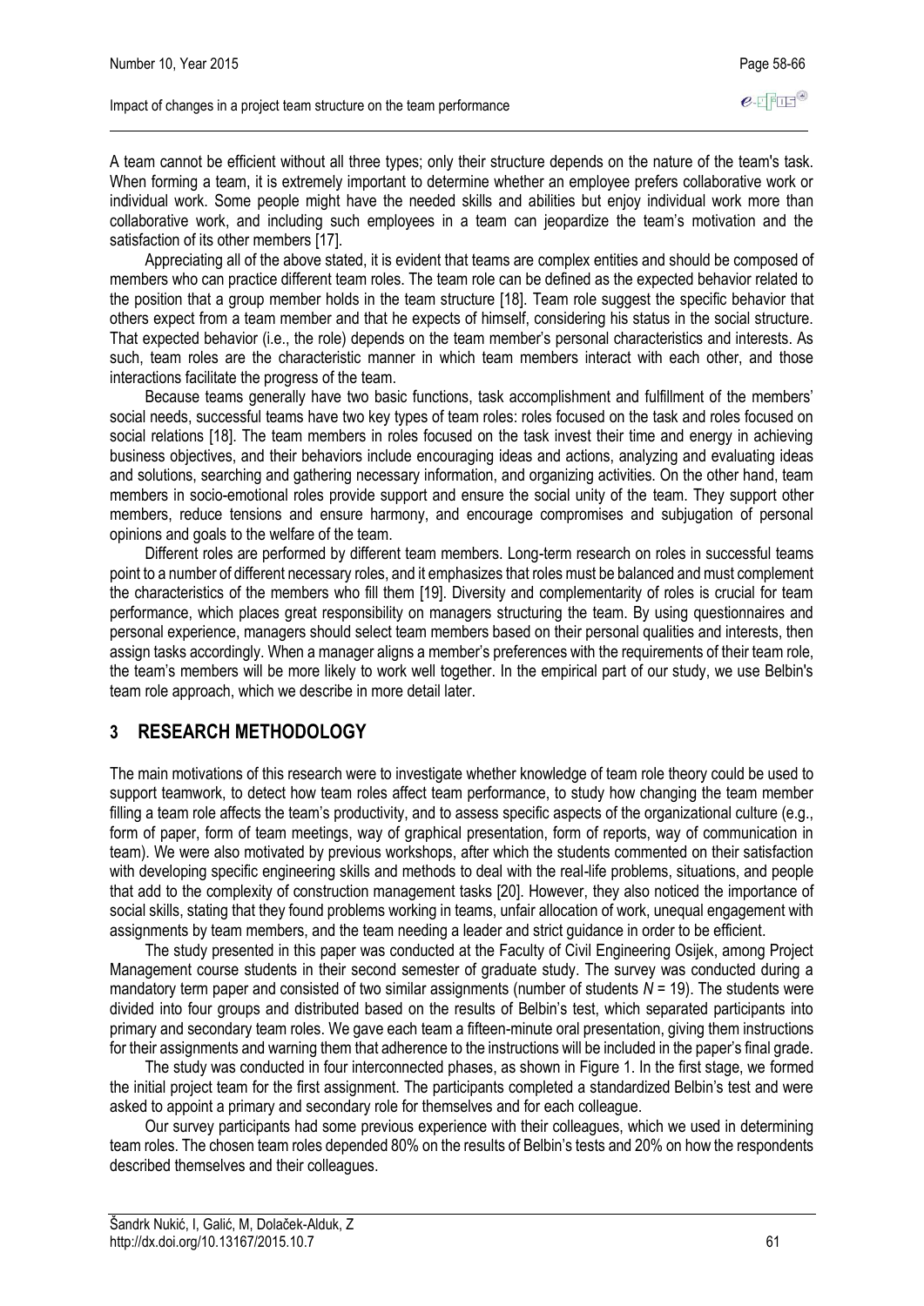A team cannot be efficient without all three types; only their structure depends on the nature of the team's task. When forming a team, it is extremely important to determine whether an employee prefers collaborative work or individual work. Some people might have the needed skills and abilities but enjoy individual work more than collaborative work, and including such employees in a team can jeopardize the team's motivation and the satisfaction of its other members [17].

Appreciating all of the above stated, it is evident that teams are complex entities and should be composed of members who can practice different team roles. The team role can be defined as the expected behavior related to the position that a group member holds in the team structure [18]. Team role suggest the specific behavior that others expect from a team member and that he expects of himself, considering his status in the social structure. That expected behavior (i.e., the role) depends on the team member's personal characteristics and interests. As such, team roles are the characteristic manner in which team members interact with each other, and those interactions facilitate the progress of the team.

Because teams generally have two basic functions, task accomplishment and fulfillment of the members' social needs, successful teams have two key types of team roles: roles focused on the task and roles focused on social relations [18]. The team members in roles focused on the task invest their time and energy in achieving business objectives, and their behaviors include encouraging ideas and actions, analyzing and evaluating ideas and solutions, searching and gathering necessary information, and organizing activities. On the other hand, team members in socio-emotional roles provide support and ensure the social unity of the team. They support other members, reduce tensions and ensure harmony, and encourage compromises and subjugation of personal opinions and goals to the welfare of the team.

Different roles are performed by different team members. Long-term research on roles in successful teams point to a number of different necessary roles, and it emphasizes that roles must be balanced and must complement the characteristics of the members who fill them [19]. Diversity and complementarity of roles is crucial for team performance, which places great responsibility on managers structuring the team. By using questionnaires and personal experience, managers should select team members based on their personal qualities and interests, then assign tasks accordingly. When a manager aligns a member's preferences with the requirements of their team role, the team's members will be more likely to work well together. In the empirical part of our study, we use Belbin's team role approach, which we describe in more detail later.

## 3 RESEARCH METHODOLOGY

The main motivations of this research were to investigate whether knowledge of team role theory could be used to support teamwork, to detect how team roles affect team performance, to study how changing the team member filling a team role affects the team's productivity, and to assess specific aspects of the organizational culture (e.g., form of paper, form of team meetings, way of graphical presentation, form of reports, way of communication in team). We were also motivated by previous workshops, after which the students commented on their satisfaction with developing specific engineering skills and methods to deal with the real-life problems, situations, and people that add to the complexity of construction management tasks [20]. However, they also noticed the importance of social skills, stating that they found problems working in teams, unfair allocation of work, unequal engagement with assignments by team members, and the team needing a leader and strict guidance in order to be efficient.

The study presented in this paper was conducted at the Faculty of Civil Engineering Osijek, among Project Management course students in their second semester of graduate study. The survey was conducted during a mandatory term paper and consisted of two similar assignments (number of students $N = 19$). The students were divided into four groups and distributed based on the results of Belbin's test, which separated participants into primary and secondary team roles. We gave each team a fifteen-minute oral presentation, giving them instructions for their assignments and warning them that adherence to the instructions will be included in the paper's final grade.

The study was conducted in four interconnected phases, as shown in Figure 1. In the first stage, we formed the initial project team for the first assignment. The participants completed a standardized Belbin's test and were asked to appoint a primary and secondary role for themselves and for each colleague.

Our survey participants had some previous experience with their colleagues, which we used in determining team roles. The chosen team roles depended 80% on the results of Belbin's tests and 20% on how the respondents described themselves and their colleagues.

Šandrk Nukić, I, Galić, M, Dolaček-Alduk, Z
http://dx.doi.org/10.13167/2015.10.7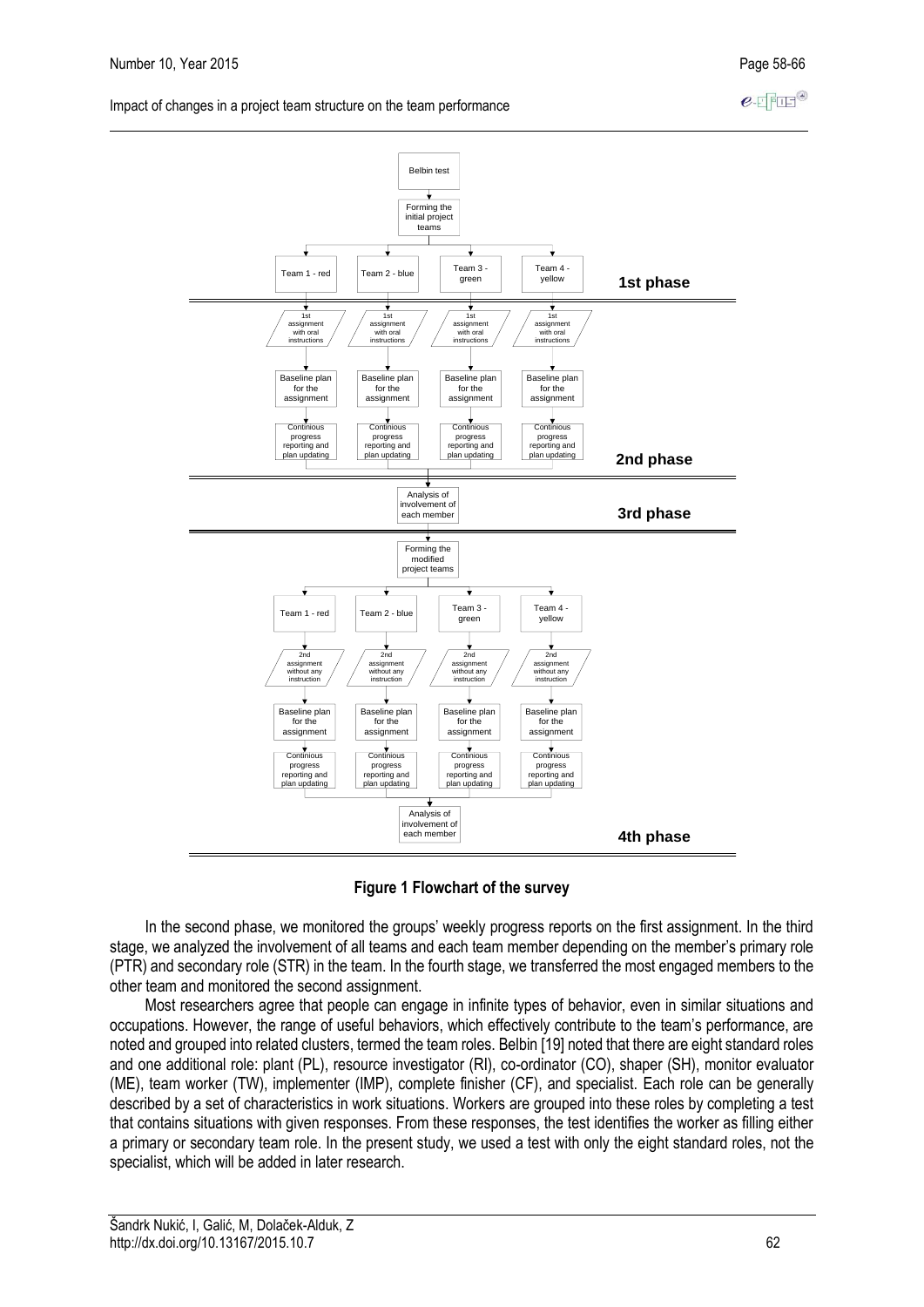**Figure 1 Flowchart of the survey**

In the second phase, we monitored the groups' weekly progress reports on the first assignment. In the third stage, we analyzed the involvement of all teams and each team member depending on the member's primary role (PTR) and secondary role (STR) in the team. In the fourth stage, we transferred the most engaged members to the other team and monitored the second assignment.

Most researchers agree that people can engage in infinite types of behavior, even in similar situations and occupations. However, the range of useful behaviors, which effectively contribute to the team's performance, are noted and grouped into related clusters, termed the team roles. Belbin [19] noted that there are eight standard roles and one additional role: plant (PL), resource investigator (RI), co-ordinator (CO), shaper (SH), monitor evaluator (ME), team worker (TW), implementer (IMP), complete finisher (CF), and specialist. Each role can be generally described by a set of characteristics in work situations. Workers are grouped into these roles by completing a test that contains situations with given responses. From these responses, the test identifies the worker as filling either a primary or secondary team role. In the present study, we used a test with only the eight standard roles, not the specialist, which will be added in later research.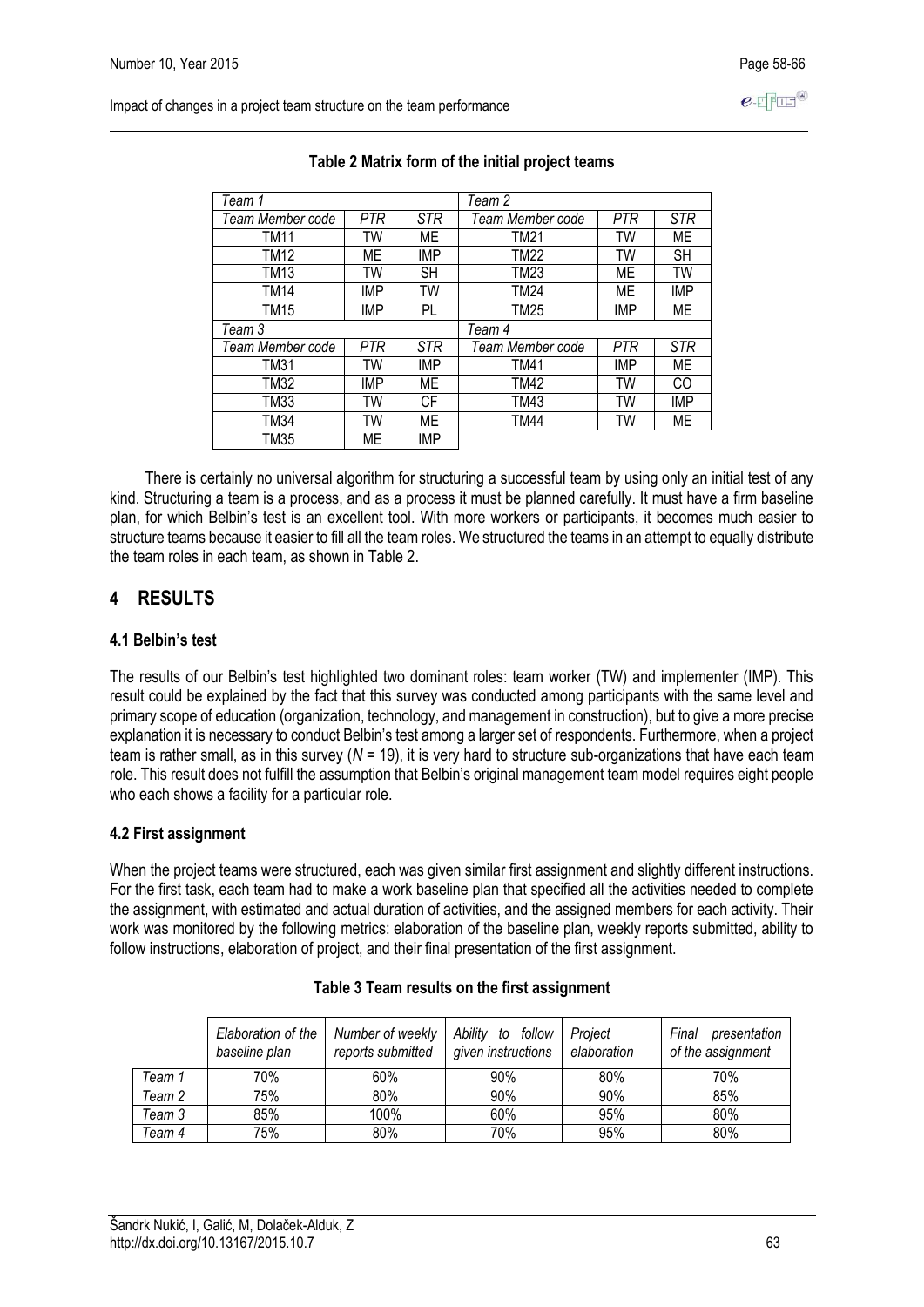**Table 2 Matrix form of the initial project teams**

| *Team 1* | | | *Team 2* | | |
|---|---|---|---|---|---|
| *Team Member code* | *PTR* | *STR* | *Team Member code* | *PTR* | *STR* |
| TM11 | TW | ME | TM21 | TW | ME |
| TM12 | ME | IMP | TM22 | TW | SH |
| TM13 | TW | SH | TM23 | ME | TW |
| TM14 | IMP | TW | TM24 | ME | IMP |
| TM15 | IMP | PL | TM25 | IMP | ME |
| *Team 3* | | | *Team 4* | | |
| *Team Member code* | *PTR* | *STR* | *Team Member code* | *PTR* | *STR* |
| TM31 | TW | IMP | TM41 | IMP | ME |
| TM32 | IMP | ME | TM42 | TW | CO |
| TM33 | TW | CF | TM43 | TW | IMP |
| TM34 | TW | ME | TM44 | TW | ME |
| TM35 | ME | IMP | | | |

There is certainly no universal algorithm for structuring a successful team by using only an initial test of any kind. Structuring a team is a process, and as a process it must be planned carefully. It must have a firm baseline plan, for which Belbin's test is an excellent tool. With more workers or participants, it becomes much easier to structure teams because it easier to fill all the team roles. We structured the teams in an attempt to equally distribute the team roles in each team, as shown in Table 2.

## 4 RESULTS

### 4.1 Belbin's test

The results of our Belbin's test highlighted two dominant roles: team worker (TW) and implementer (IMP). This result could be explained by the fact that this survey was conducted among participants with the same level and primary scope of education (organization, technology, and management in construction), but to give a more precise explanation it is necessary to conduct Belbin's test among a larger set of respondents. Furthermore, when a project team is rather small, as in this survey ($N$ = 19), it is very hard to structure sub-organizations that have each team role. This result does not fulfill the assumption that Belbin's original management team model requires eight people who each shows a facility for a particular role.

### 4.2 First assignment

When the project teams were structured, each was given similar first assignment and slightly different instructions. For the first task, each team had to make a work baseline plan that specified all the activities needed to complete the assignment, with estimated and actual duration of activities, and the assigned members for each activity. Their work was monitored by the following metrics: elaboration of the baseline plan, weekly reports submitted, ability to follow instructions, elaboration of project, and their final presentation of the first assignment.

**Table 3 Team results on the first assignment**

| | *Elaboration of the baseline plan* | *Number of weekly reports submitted* | *Ability to follow given instructions* | *Project elaboration* | *Final presentation of the assignment* |
|---|---|---|---|---|---|
| *Team 1* | 70% | 60% | 90% | 80% | 70% |
| *Team 2* | 75% | 80% | 90% | 90% | 85% |
| *Team 3* | 85% | 100% | 60% | 95% | 80% |
| *Team 4* | 75% | 80% | 70% | 95% | 80% |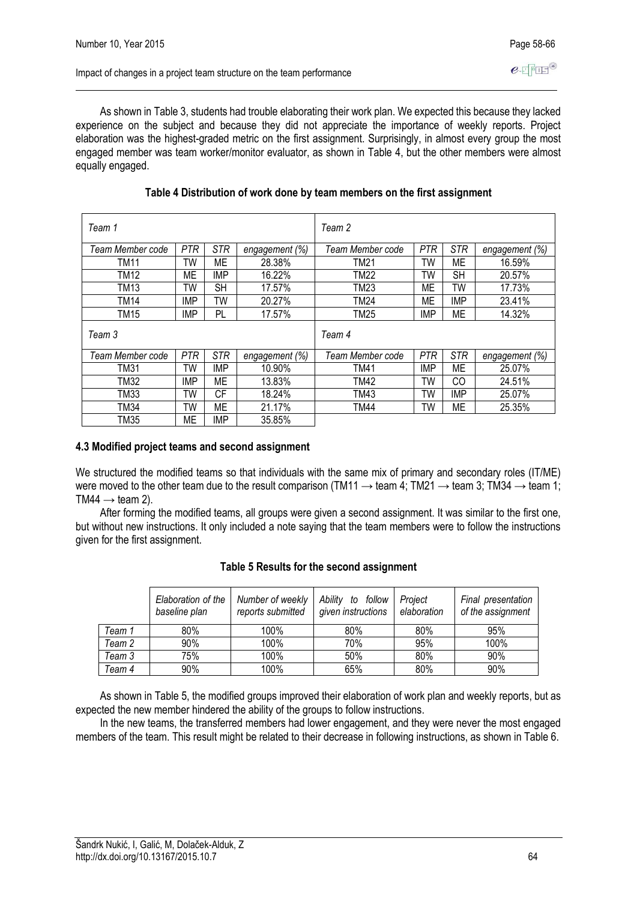As shown in Table 3, students had trouble elaborating their work plan. We expected this because they lacked experience on the subject and because they did not appreciate the importance of weekly reports. Project elaboration was the highest-graded metric on the first assignment. Surprisingly, in almost every group the most engaged member was team worker/monitor evaluator, as shown in Table 4, but the other members were almost equally engaged.

**Table 4 Distribution of work done by team members on the first assignment**

| *Team 1* | | | | *Team 2* | | | |
|---|---|---|---|---|---|---|---|
| *Team Member code* | *PTR* | *STR* | *engagement (%)* | *Team Member code* | *PTR* | *STR* | *engagement (%)* |
| TM11 | TW | ME | 28.38% | TM21 | TW | ME | 16.59% |
| TM12 | ME | IMP | 16.22% | TM22 | TW | SH | 20.57% |
| TM13 | TW | SH | 17.57% | TM23 | ME | TW | 17.73% |
| TM14 | IMP | TW | 20.27% | TM24 | ME | IMP | 23.41% |
| TM15 | IMP | PL | 17.57% | TM25 | IMP | ME | 14.32% |
| *Team 3* | | | | *Team 4* | | | |
| *Team Member code* | *PTR* | *STR* | *engagement (%)* | *Team Member code* | *PTR* | *STR* | *engagement (%)* |
| TM31 | TW | IMP | 10.90% | TM41 | IMP | ME | 25.07% |
| TM32 | IMP | ME | 13.83% | TM42 | TW | CO | 24.51% |
| TM33 | TW | CF | 18.24% | TM43 | TW | IMP | 25.07% |
| TM34 | TW | ME | 21.17% | TM44 | TW | ME | 25.35% |
| TM35 | ME | IMP | 35.85% | | | | |

### 4.3 Modified project teams and second assignment

We structured the modified teams so that individuals with the same mix of primary and secondary roles (IT/ME) were moved to the other team due to the result comparison (TM11 → team 4; TM21 → team 3; TM34 → team 1; TM44 → team 2).

After forming the modified teams, all groups were given a second assignment. It was similar to the first one, but without new instructions. It only included a note saying that the team members were to follow the instructions given for the first assignment.

**Table 5 Results for the second assignment**

| | *Elaboration of the baseline plan* | *Number of weekly reports submitted* | *Ability to follow given instructions* | *Project elaboration* | *Final presentation of the assignment* |
|---|---|---|---|---|---|
| *Team 1* | 80% | 100% | 80% | 80% | 95% |
| *Team 2* | 90% | 100% | 70% | 95% | 100% |
| *Team 3* | 75% | 100% | 50% | 80% | 90% |
| *Team 4* | 90% | 100% | 65% | 80% | 90% |

As shown in Table 5, the modified groups improved their elaboration of work plan and weekly reports, but as expected the new member hindered the ability of the groups to follow instructions.

In the new teams, the transferred members had lower engagement, and they were never the most engaged members of the team. This result might be related to their decrease in following instructions, as shown in Table 6.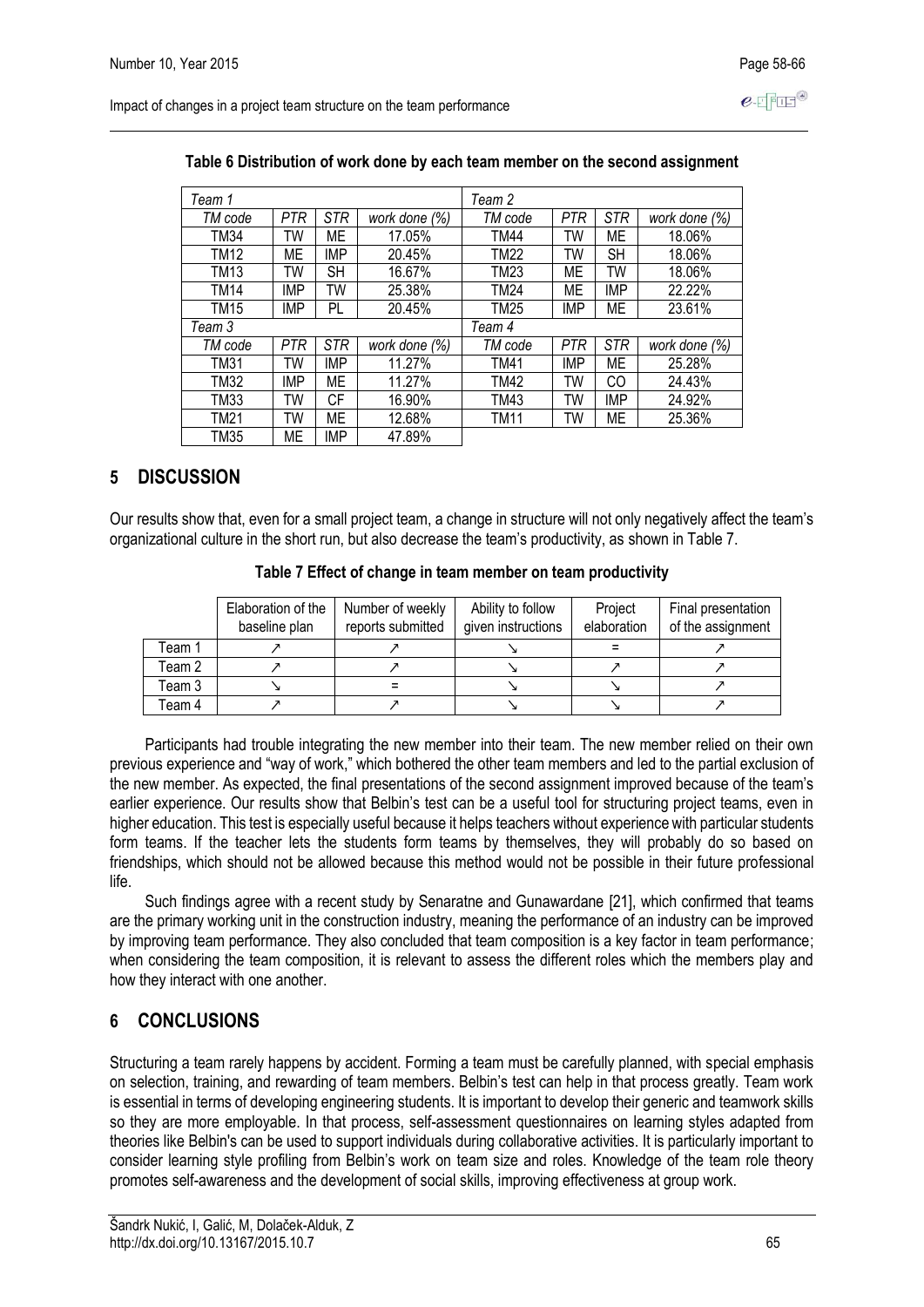**Table 6 Distribution of work done by each team member on the second assignment**

| *Team 1* | | | | *Team 2* | | | |
|---|---|---|---|---|---|---|---|
| *TM code* | *PTR* | *STR* | *work done (%)* | *TM code* | *PTR* | *STR* | *work done (%)* |
| TM34 | TW | ME | 17.05% | TM44 | TW | ME | 18.06% |
| TM12 | ME | IMP | 20.45% | TM22 | TW | SH | 18.06% |
| TM13 | TW | SH | 16.67% | TM23 | ME | TW | 18.06% |
| TM14 | IMP | TW | 25.38% | TM24 | ME | IMP | 22.22% |
| TM15 | IMP | PL | 20.45% | TM25 | IMP | ME | 23.61% |
| *Team 3* | | | | *Team 4* | | | |
| *TM code* | *PTR* | *STR* | *work done (%)* | *TM code* | *PTR* | *STR* | *work done (%)* |
| TM31 | TW | IMP | 11.27% | TM41 | IMP | ME | 25.28% |
| TM32 | IMP | ME | 11.27% | TM42 | TW | CO | 24.43% |
| TM33 | TW | CF | 16.90% | TM43 | TW | IMP | 24.92% |
| TM21 | TW | ME | 12.68% | TM11 | TW | ME | 25.36% |
| TM35 | ME | IMP | 47.89% | | | | |

## 5 DISCUSSION

Our results show that, even for a small project team, a change in structure will not only negatively affect the team's organizational culture in the short run, but also decrease the team's productivity, as shown in Table 7.

**Table 7 Effect of change in team member on team productivity**

| | Elaboration of the baseline plan | Number of weekly reports submitted | Ability to follow given instructions | Project elaboration | Final presentation of the assignment |
|---|---|---|---|---|---|
| Team 1 | ↗ | ↗ | ↘ | = | ↗ |
| Team 2 | ↗ | ↗ | ↘ | ↗ | ↗ |
| Team 3 | ↘ | = | ↘ | ↘ | ↗ |
| Team 4 | ↗ | ↗ | ↘ | ↘ | ↗ |

Participants had trouble integrating the new member into their team. The new member relied on their own previous experience and "way of work," which bothered the other team members and led to the partial exclusion of the new member. As expected, the final presentations of the second assignment improved because of the team's earlier experience. Our results show that Belbin's test can be a useful tool for structuring project teams, even in higher education. This test is especially useful because it helps teachers without experience with particular students form teams. If the teacher lets the students form teams by themselves, they will probably do so based on friendships, which should not be allowed because this method would not be possible in their future professional life.

Such findings agree with a recent study by Senaratne and Gunawardane [21], which confirmed that teams are the primary working unit in the construction industry, meaning the performance of an industry can be improved by improving team performance. They also concluded that team composition is a key factor in team performance; when considering the team composition, it is relevant to assess the different roles which the members play and how they interact with one another.

## 6 CONCLUSIONS

Structuring a team rarely happens by accident. Forming a team must be carefully planned, with special emphasis on selection, training, and rewarding of team members. Belbin's test can help in that process greatly. Team work is essential in terms of developing engineering students. It is important to develop their generic and teamwork skills so they are more employable. In that process, self-assessment questionnaires on learning styles adapted from theories like Belbin's can be used to support individuals during collaborative activities. It is particularly important to consider learning style profiling from Belbin's work on team size and roles. Knowledge of the team role theory promotes self-awareness and the development of social skills, improving effectiveness at group work.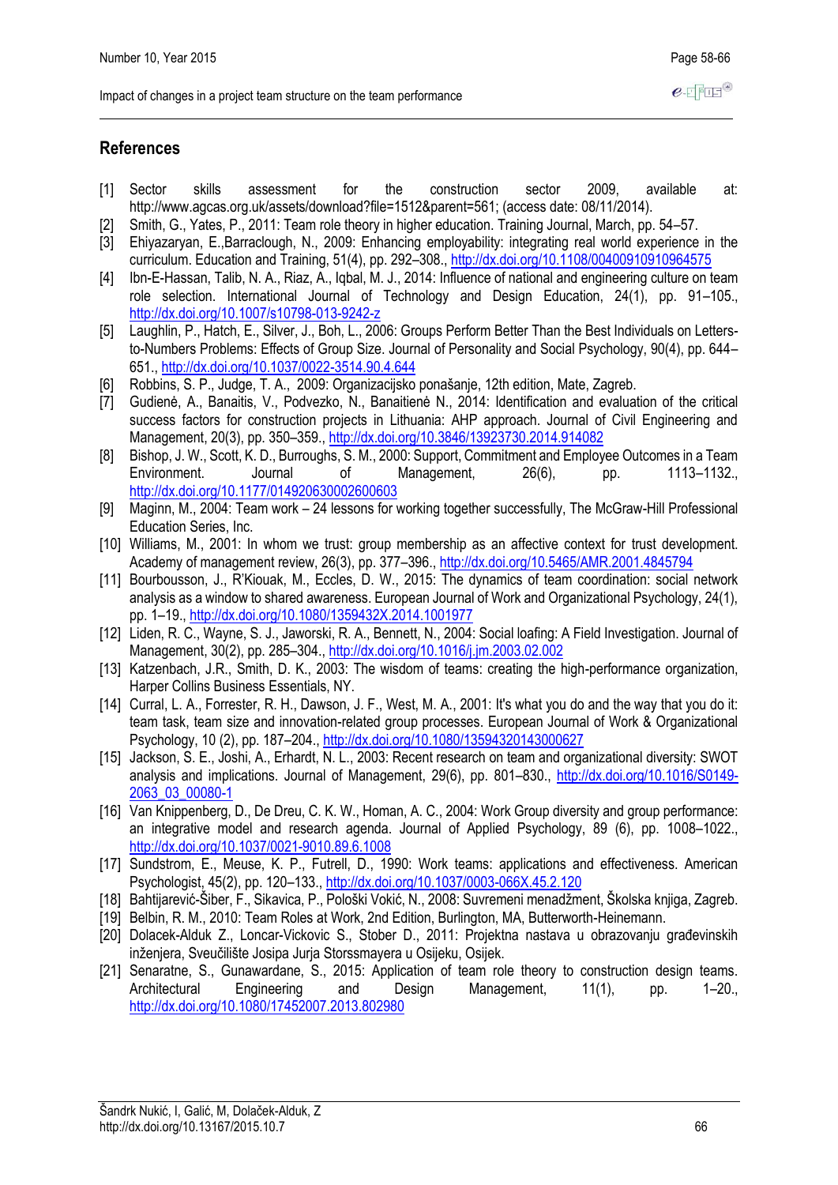## References

[1] Sector skills assessment for the construction sector 2009, available at: http://www.agcas.org.uk/assets/download?file=1512&parent=561; (access date: 08/11/2014).

[2] Smith, G., Yates, P., 2011: Team role theory in higher education. Training Journal, March, pp. 54–57.

[3] Ehiyazaryan, E.,Barraclough, N., 2009: Enhancing employability: integrating real world experience in the curriculum. Education and Training, 51(4), pp. 292–308., http://dx.doi.org/10.1108/00400910910964575

[4] Ibn-E-Hassan, Talib, N. A., Riaz, A., Iqbal, M. J., 2014: Influence of national and engineering culture on team role selection. International Journal of Technology and Design Education, 24(1), pp. 91–105., http://dx.doi.org/10.1007/s10798-013-9242-z

[5] Laughlin, P., Hatch, E., Silver, J., Boh, L., 2006: Groups Perform Better Than the Best Individuals on Letters-to-Numbers Problems: Effects of Group Size. Journal of Personality and Social Psychology, 90(4), pp. 644–651., http://dx.doi.org/10.1037/0022-3514.90.4.644

[6] Robbins, S. P., Judge, T. A., 2009: Organizacijsko ponašanje, 12th edition, Mate, Zagreb.

[7] Gudienė, A., Banaitis, V., Podvezko, N., Banaitienė N., 2014: Identification and evaluation of the critical success factors for construction projects in Lithuania: AHP approach. Journal of Civil Engineering and Management, 20(3), pp. 350–359., http://dx.doi.org/10.3846/13923730.2014.914082

[8] Bishop, J. W., Scott, K. D., Burroughs, S. M., 2000: Support, Commitment and Employee Outcomes in a Team Environment. Journal of Management, 26(6), pp. 1113–1132., http://dx.doi.org/10.1177/014920630002600603

[9] Maginn, M., 2004: Team work – 24 lessons for working together successfully, The McGraw-Hill Professional Education Series, Inc.

[10] Williams, M., 2001: In whom we trust: group membership as an affective context for trust development. Academy of management review, 26(3), pp. 377–396., http://dx.doi.org/10.5465/AMR.2001.4845794

[11] Bourbousson, J., R'Kiouak, M., Eccles, D. W., 2015: The dynamics of team coordination: social network analysis as a window to shared awareness. European Journal of Work and Organizational Psychology, 24(1), pp. 1–19., http://dx.doi.org/10.1080/1359432X.2014.1001977

[12] Liden, R. C., Wayne, S. J., Jaworski, R. A., Bennett, N., 2004: Social loafing: A Field Investigation. Journal of Management, 30(2), pp. 285–304., http://dx.doi.org/10.1016/j.jm.2003.02.002

[13] Katzenbach, J.R., Smith, D. K., 2003: The wisdom of teams: creating the high-performance organization, Harper Collins Business Essentials, NY.

[14] Curral, L. A., Forrester, R. H., Dawson, J. F., West, M. A., 2001: It's what you do and the way that you do it: team task, team size and innovation-related group processes. European Journal of Work & Organizational Psychology, 10 (2), pp. 187–204., http://dx.doi.org/10.1080/13594320143000627

[15] Jackson, S. E., Joshi, A., Erhardt, N. L., 2003: Recent research on team and organizational diversity: SWOT analysis and implications. Journal of Management, 29(6), pp. 801–830., http://dx.doi.org/10.1016/S0149-2063_03_00080-1

[16] Van Knippenberg, D., De Dreu, C. K. W., Homan, A. C., 2004: Work Group diversity and group performance: an integrative model and research agenda. Journal of Applied Psychology, 89 (6), pp. 1008–1022., http://dx.doi.org/10.1037/0021-9010.89.6.1008

[17] Sundstrom, E., Meuse, K. P., Futrell, D., 1990: Work teams: applications and effectiveness. American Psychologist, 45(2), pp. 120–133., http://dx.doi.org/10.1037/0003-066X.45.2.120

[18] Bahtijarević-Šiber, F., Sikavica, P., Pološki Vokić, N., 2008: Suvremeni menadžment, Školska knjiga, Zagreb.

[19] Belbin, R. M., 2010: Team Roles at Work, 2nd Edition, Burlington, MA, Butterworth-Heinemann.

[20] Dolacek-Alduk Z., Loncar-Vickovic S., Stober D., 2011: Projektna nastava u obrazovanju građevinskih inženjera, Sveučilište Josipa Jurja Storssmayera u Osijeku, Osijek.

[21] Senaratne, S., Gunawardane, S., 2015: Application of team role theory to construction design teams. Architectural Engineering and Design Management, 11(1), pp. 1–20., http://dx.doi.org/10.1080/17452007.2013.802980